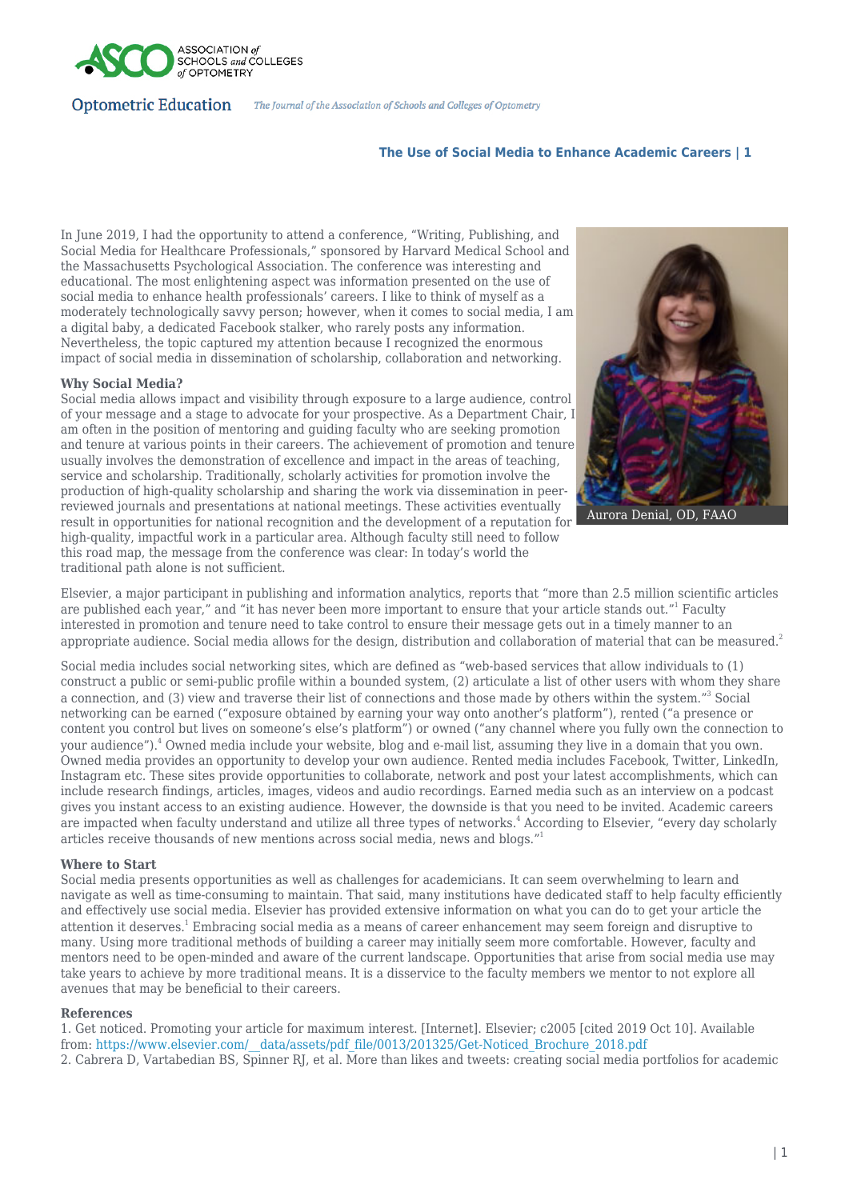In June 2019, I had the opportunity to attend a conference, "Writing, Publishing, and Social Media for Healthcare Professionals," sponsored by Harvard Medical School and the Massachusetts Psychological Association. The conference was interesting and educational. The most enlightening aspect was information presented on the use of social media to enhance health professionals' careers. I like to think of myself as a moderately technologically savvy person; however, when it comes to social media, I am a digital baby, a dedicated Facebook stalker, who rarely posts any information. Nevertheless, the topic captured my attention because I recognized the enormous impact of social media in dissemination of scholarship, collaboration and networking.

Aurora Denial, OD, FAAO

**Why Social Media?**

Social media allows impact and visibility through exposure to a large audience, control of your message and a stage to advocate for your prospective. As a Department Chair, I am often in the position of mentoring and guiding faculty who are seeking promotion and tenure at various points in their careers. The achievement of promotion and tenure usually involves the demonstration of excellence and impact in the areas of teaching, service and scholarship. Traditionally, scholarly activities for promotion involve the production of high-quality scholarship and sharing the work via dissemination in peer-reviewed journals and presentations at national meetings. These activities eventually result in opportunities for national recognition and the development of a reputation for high-quality, impactful work in a particular area. Although faculty still need to follow this road map, the message from the conference was clear: In today's world the traditional path alone is not sufficient.

Elsevier, a major participant in publishing and information analytics, reports that "more than 2.5 million scientific articles are published each year," and "it has never been more important to ensure that your article stands out."[1] Faculty interested in promotion and tenure need to take control to ensure their message gets out in a timely manner to an appropriate audience. Social media allows for the design, distribution and collaboration of material that can be measured.[2]

Social media includes social networking sites, which are defined as "web-based services that allow individuals to (1) construct a public or semi-public profile within a bounded system, (2) articulate a list of other users with whom they share a connection, and (3) view and traverse their list of connections and those made by others within the system."[3] Social networking can be earned ("exposure obtained by earning your way onto another's platform"), rented ("a presence or content you control but lives on someone's else's platform") or owned ("any channel where you fully own the connection to your audience").[4] Owned media include your website, blog and e-mail list, assuming they live in a domain that you own. Owned media provides an opportunity to develop your own audience. Rented media includes Facebook, Twitter, LinkedIn, Instagram etc. These sites provide opportunities to collaborate, network and post your latest accomplishments, which can include research findings, articles, images, videos and audio recordings. Earned media such as an interview on a podcast gives you instant access to an existing audience. However, the downside is that you need to be invited. Academic careers are impacted when faculty understand and utilize all three types of networks.[4] According to Elsevier, "every day scholarly articles receive thousands of new mentions across social media, news and blogs."[1]

**Where to Start**

Social media presents opportunities as well as challenges for academicians. It can seem overwhelming to learn and navigate as well as time-consuming to maintain. That said, many institutions have dedicated staff to help faculty efficiently and effectively use social media. Elsevier has provided extensive information on what you can do to get your article the attention it deserves.[1] Embracing social media as a means of career enhancement may seem foreign and disruptive to many. Using more traditional methods of building a career may initially seem more comfortable. However, faculty and mentors need to be open-minded and aware of the current landscape. Opportunities that arise from social media use may take years to achieve by more traditional means. It is a disservice to the faculty members we mentor to not explore all avenues that may be beneficial to their careers.

**References**

1. Get noticed. Promoting your article for maximum interest. [Internet]. Elsevier; c2005 [cited 2019 Oct 10]. Available from: https://www.elsevier.com/__data/assets/pdf_file/0013/201325/Get-Noticed_Brochure_2018.pdf
2. Cabrera D, Vartabedian BS, Spinner RJ, et al. More than likes and tweets: creating social media portfolios for academic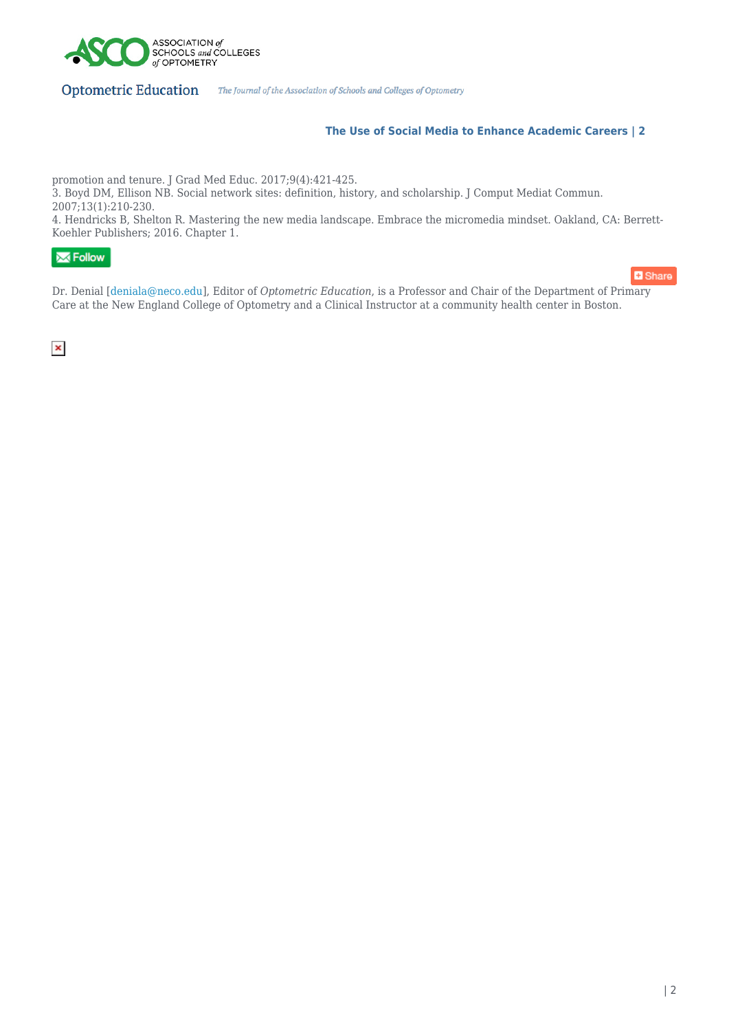promotion and tenure. J Grad Med Educ. 2017;9(4):421-425.
3. Boyd DM, Ellison NB. Social network sites: definition, history, and scholarship. J Comput Mediat Commun. 2007;13(1):210-230.
4. Hendricks B, Shelton R. Mastering the new media landscape. Embrace the micromedia mindset. Oakland, CA: Berrett-Koehler Publishers; 2016. Chapter 1.

Dr. Denial [deniala@neco.edu], Editor of *Optometric Education*, is a Professor and Chair of the Department of Primary Care at the New England College of Optometry and a Clinical Instructor at a community health center in Boston.